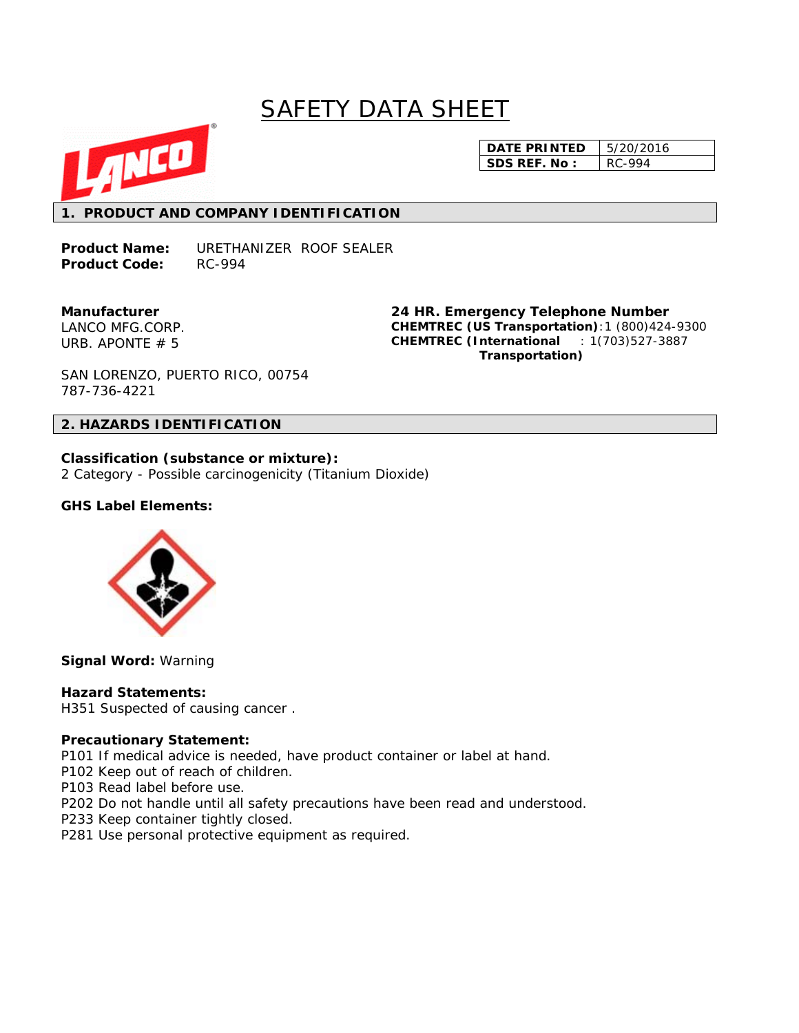# SAFETY DATA SHEET

| DATE PRINTED | 5/20/2016 |
| --- | --- |
| SDS REF. No : | RC-994 |

## 1. PRODUCT AND COMPANY IDENTIFICATION

**Product Name:** URETHANIZER ROOF SEALER
**Product Code:** RC-994

**Manufacturer**
LANCO MFG.CORP.
URB. APONTE # 5

SAN LORENZO, PUERTO RICO, 00754
787-736-4221

**24 HR. Emergency Telephone Number**
**CHEMTREC (US Transportation)**:1 (800)424-9300
**CHEMTREC (International Transportation)** : 1(703)527-3887

## 2. HAZARDS IDENTIFICATION

**Classification (substance or mixture):**
2 Category - Possible carcinogenicity (Titanium Dioxide)

**GHS Label Elements:**

**Signal Word:** Warning

**Hazard Statements:**
H351 Suspected of causing cancer .

**Precautionary Statement:**
P101 If medical advice is needed, have product container or label at hand.
P102 Keep out of reach of children.
P103 Read label before use.
P202 Do not handle until all safety precautions have been read and understood.
P233 Keep container tightly closed.
P281 Use personal protective equipment as required.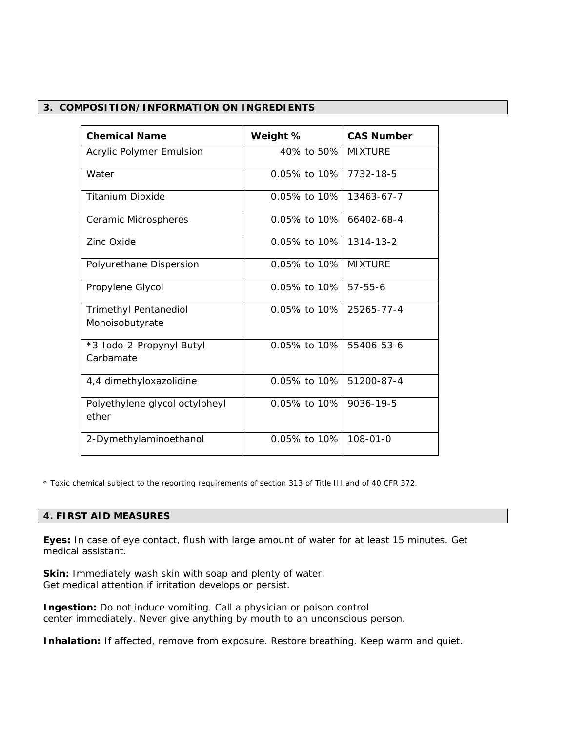## 3. COMPOSITION/INFORMATION ON INGREDIENTS

| Chemical Name | Weight % | CAS Number |
|---|---|---|
| Acrylic Polymer Emulsion | 40% to 50% | MIXTURE |
| Water | 0.05% to 10% | 7732-18-5 |
| Titanium Dioxide | 0.05% to 10% | 13463-67-7 |
| Ceramic Microspheres | 0.05% to 10% | 66402-68-4 |
| Zinc Oxide | 0.05% to 10% | 1314-13-2 |
| Polyurethane Dispersion | 0.05% to 10% | MIXTURE |
| Propylene Glycol | 0.05% to 10% | 57-55-6 |
| Trimethyl Pentanediol Monoisobutyrate | 0.05% to 10% | 25265-77-4 |
| *3-Iodo-2-Propynyl Butyl Carbamate | 0.05% to 10% | 55406-53-6 |
| 4,4 dimethyloxazolidine | 0.05% to 10% | 51200-87-4 |
| Polyethylene glycol octylpheyl ether | 0.05% to 10% | 9036-19-5 |
| 2-Dymethylaminoethanol | 0.05% to 10% | 108-01-0 |

*\* Toxic chemical subject to the reporting requirements of section 313 of Title III and of 40 CFR 372.*

## 4. FIRST AID MEASURES

**Eyes:** In case of eye contact, flush with large amount of water for at least 15 minutes. Get medical assistant.

**Skin:** Immediately wash skin with soap and plenty of water.
Get medical attention if irritation develops or persist.

**Ingestion:** Do not induce vomiting. Call a physician or poison control center immediately. Never give anything by mouth to an unconscious person.

**Inhalation:** If affected, remove from exposure. Restore breathing. Keep warm and quiet.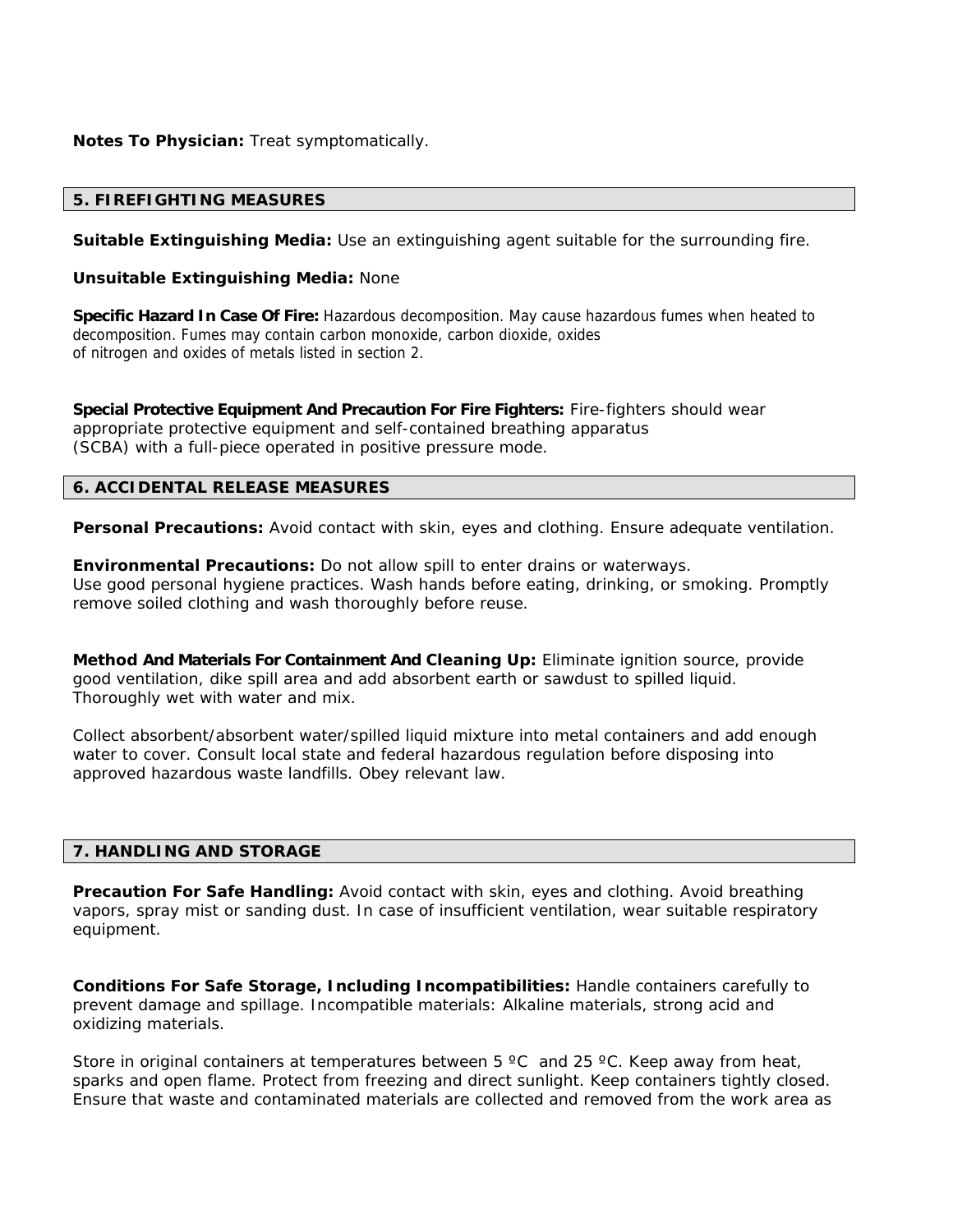**Notes To Physician:** Treat symptomatically.

## 5. FIREFIGHTING MEASURES

**Suitable Extinguishing Media:** Use an extinguishing agent suitable for the surrounding fire.

**Unsuitable Extinguishing Media:** None

**Specific Hazard In Case Of Fire:** Hazardous decomposition. May cause hazardous fumes when heated to decomposition. Fumes may contain carbon monoxide, carbon dioxide, oxides of nitrogen and oxides of metals listed in section 2.

**Special Protective Equipment And Precaution For Fire Fighters:** Fire-fighters should wear appropriate protective equipment and self-contained breathing apparatus (SCBA) with a full-piece operated in positive pressure mode.

## 6. ACCIDENTAL RELEASE MEASURES

**Personal Precautions:** Avoid contact with skin, eyes and clothing. Ensure adequate ventilation.

**Environmental Precautions:** Do not allow spill to enter drains or waterways.
Use good personal hygiene practices. Wash hands before eating, drinking, or smoking. Promptly remove soiled clothing and wash thoroughly before reuse.

**Method And Materials For Containment And Cleaning Up:** Eliminate ignition source, provide good ventilation, dike spill area and add absorbent earth or sawdust to spilled liquid. Thoroughly wet with water and mix.

Collect absorbent/absorbent water/spilled liquid mixture into metal containers and add enough water to cover. Consult local state and federal hazardous regulation before disposing into approved hazardous waste landfills. Obey relevant law.

## 7. HANDLING AND STORAGE

**Precaution For Safe Handling:** Avoid contact with skin, eyes and clothing. Avoid breathing vapors, spray mist or sanding dust. In case of insufficient ventilation, wear suitable respiratory equipment.

**Conditions For Safe Storage, Including Incompatibilities:** Handle containers carefully to prevent damage and spillage. Incompatible materials: Alkaline materials, strong acid and oxidizing materials.

Store in original containers at temperatures between 5 ºC and 25 ºC. Keep away from heat, sparks and open flame. Protect from freezing and direct sunlight. Keep containers tightly closed. Ensure that waste and contaminated materials are collected and removed from the work area as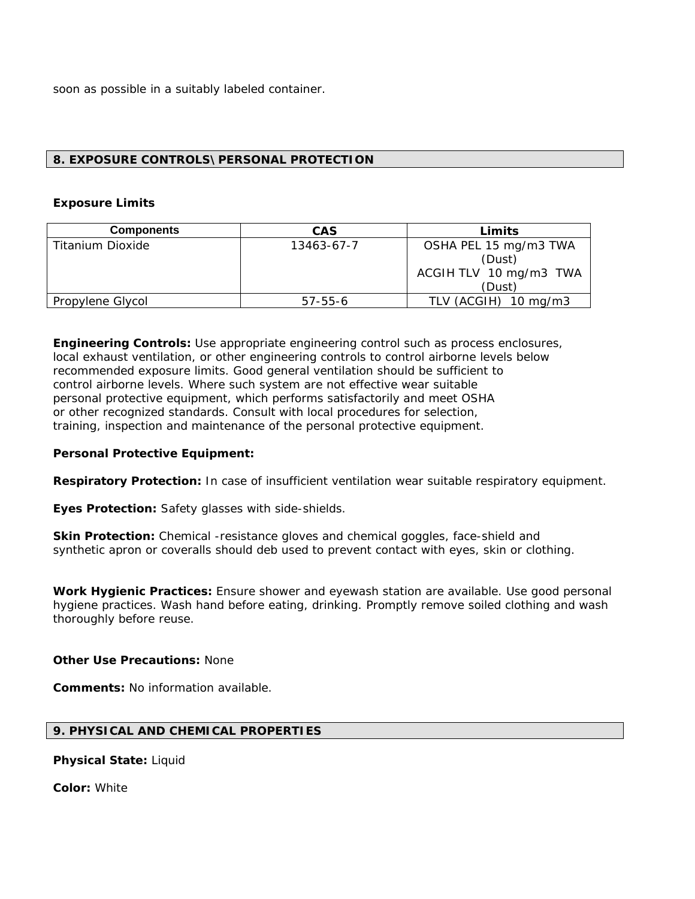soon as possible in a suitably labeled container.

## 8. EXPOSURE CONTROLS\PERSONAL PROTECTION

**Exposure Limits**

| Components | CAS | Limits |
| --- | --- | --- |
| Titanium Dioxide | 13463-67-7 | OSHA PEL 15 mg/m3 TWA (Dust)<br>ACGIH TLV 10 mg/m3 TWA (Dust) |
| Propylene Glycol | 57-55-6 | TLV (ACGIH) 10 mg/m3 |

**Engineering Controls:** Use appropriate engineering control such as process enclosures, local exhaust ventilation, or other engineering controls to control airborne levels below recommended exposure limits. Good general ventilation should be sufficient to control airborne levels. Where such system are not effective wear suitable personal protective equipment, which performs satisfactorily and meet OSHA or other recognized standards. Consult with local procedures for selection, training, inspection and maintenance of the personal protective equipment.

**Personal Protective Equipment:**

**Respiratory Protection:** In case of insufficient ventilation wear suitable respiratory equipment.

**Eyes Protection:** Safety glasses with side-shields.

**Skin Protection:** Chemical -resistance gloves and chemical goggles, face-shield and synthetic apron or coveralls should deb used to prevent contact with eyes, skin or clothing.

**Work Hygienic Practices:** Ensure shower and eyewash station are available. Use good personal hygiene practices. Wash hand before eating, drinking. Promptly remove soiled clothing and wash thoroughly before reuse.

**Other Use Precautions:** None

**Comments:** No information available.

## 9. PHYSICAL AND CHEMICAL PROPERTIES

**Physical State:** Liquid

**Color:** White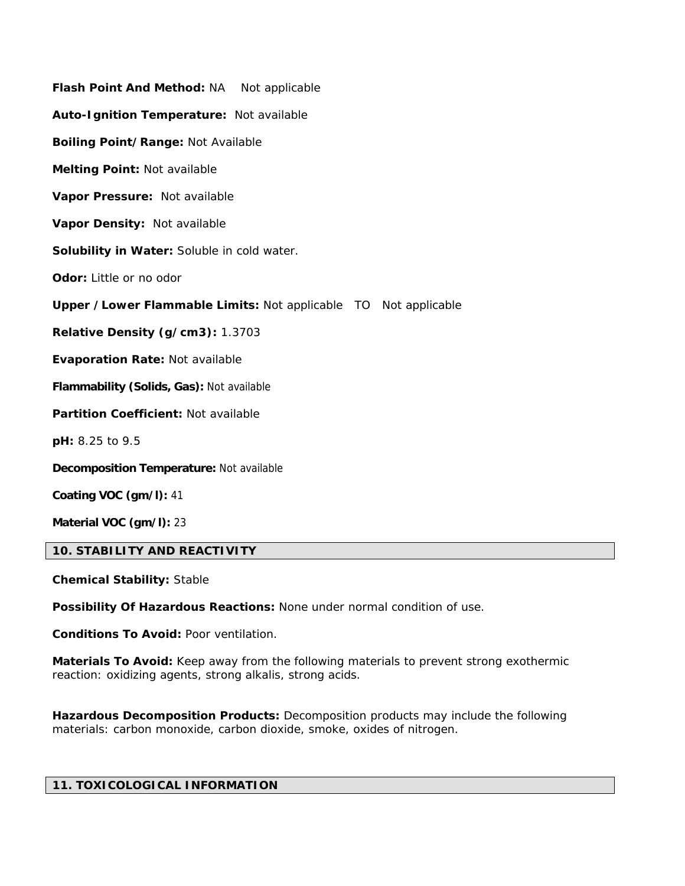**Flash Point And Method:** NA   Not applicable

**Auto-Ignition Temperature:** Not available

**Boiling Point/Range:** Not Available

**Melting Point:** Not available

**Vapor Pressure:** Not available

**Vapor Density:** Not available

**Solubility in Water:** Soluble in cold water.

**Odor:** Little or no odor

**Upper /Lower Flammable Limits:** Not applicable   TO   Not applicable

**Relative Density (g/cm3):** 1.3703

**Evaporation Rate:** Not available

**Flammability (Solids, Gas):** Not available

**Partition Coefficient:** Not available

**pH:** 8.25 to 9.5

**Decomposition Temperature:** Not available

**Coating VOC (gm/l):** 41

**Material VOC (gm/l):** 23

## 10. STABILITY AND REACTIVITY

**Chemical Stability:** Stable

**Possibility Of Hazardous Reactions:** None under normal condition of use.

**Conditions To Avoid:** Poor ventilation.

**Materials To Avoid:** Keep away from the following materials to prevent strong exothermic reaction: oxidizing agents, strong alkalis, strong acids.

**Hazardous Decomposition Products:** Decomposition products may include the following materials: carbon monoxide, carbon dioxide, smoke, oxides of nitrogen.

## 11. TOXICOLOGICAL INFORMATION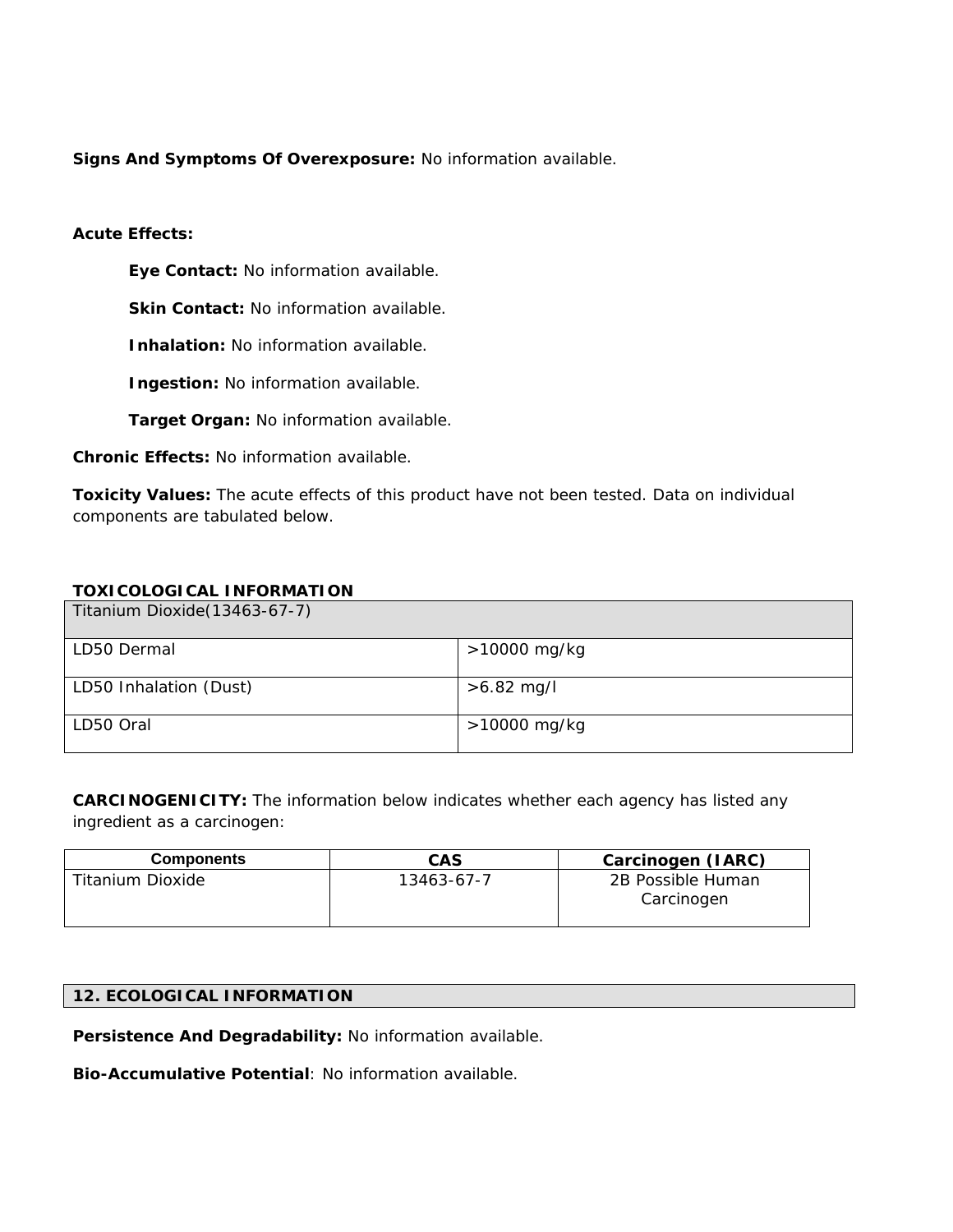**Signs And Symptoms Of Overexposure:** No information available.

**Acute Effects:**

- **Eye Contact:** No information available.
- **Skin Contact:** No information available.
- **Inhalation:** No information available.
- **Ingestion:** No information available.
- **Target Organ:** No information available.

**Chronic Effects:** No information available.

**Toxicity Values:** The acute effects of this product have not been tested. Data on individual components are tabulated below.

**TOXICOLOGICAL INFORMATION**

| Titanium Dioxide(13463-67-7) | |
|---|---|
| LD50 Dermal | >10000 mg/kg |
| LD50 Inhalation (Dust) | >6.82 mg/l |
| LD50 Oral | >10000 mg/kg |

**CARCINOGENICITY:** The information below indicates whether each agency has listed any ingredient as a carcinogen:

| Components | CAS | Carcinogen (IARC) |
|---|---|---|
| Titanium Dioxide | 13463-67-7 | 2B Possible Human Carcinogen |

## 12. ECOLOGICAL INFORMATION

**Persistence And Degradability:** No information available.

**Bio-Accumulative Potential**: No information available.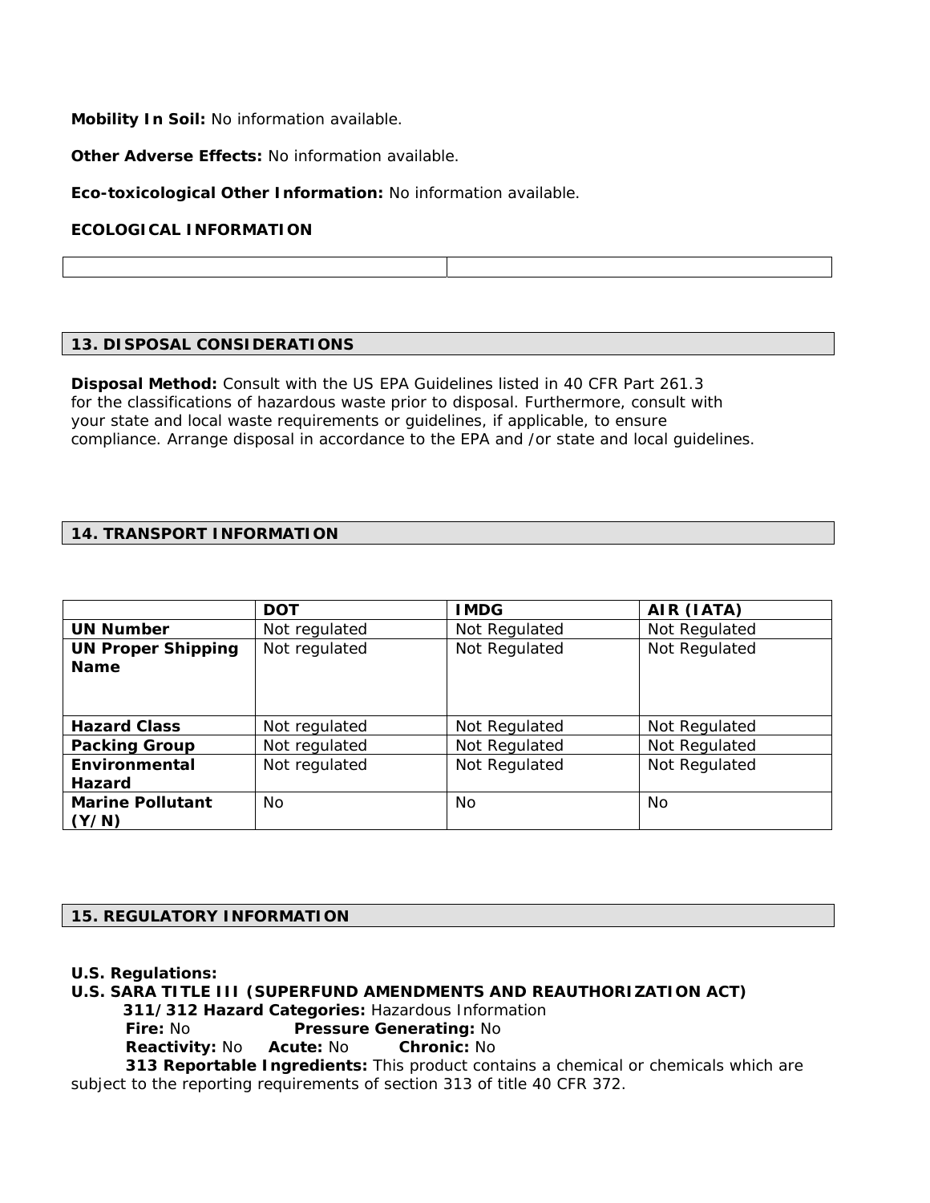**Mobility In Soil:** No information available.

**Other Adverse Effects:** No information available.

**Eco-toxicological Other Information:** No information available.

**ECOLOGICAL INFORMATION**

| | |
|---|---|

## 13. DISPOSAL CONSIDERATIONS

**Disposal Method:** Consult with the US EPA Guidelines listed in 40 CFR Part 261.3 for the classifications of hazardous waste prior to disposal. Furthermore, consult with your state and local waste requirements or guidelines, if applicable, to ensure compliance. Arrange disposal in accordance to the EPA and /or state and local guidelines.

## 14. TRANSPORT INFORMATION

| | DOT | IMDG | AIR (IATA) |
|---|---|---|---|
| **UN Number** | Not regulated | Not Regulated | Not Regulated |
| **UN Proper Shipping Name** | Not regulated | Not Regulated | Not Regulated |
| **Hazard Class** | Not regulated | Not Regulated | Not Regulated |
| **Packing Group** | Not regulated | Not Regulated | Not Regulated |
| **Environmental Hazard** | Not regulated | Not Regulated | Not Regulated |
| **Marine Pollutant (Y/N)** | No | No | No |

## 15. REGULATORY INFORMATION

**U.S. Regulations:**
**U.S. SARA TITLE III (SUPERFUND AMENDMENTS AND REAUTHORIZATION ACT)**

**311/312 Hazard Categories:** Hazardous Information
**Fire:** No **Pressure Generating:** No
**Reactivity:** No **Acute:** No **Chronic:** No

**313 Reportable Ingredients:** This product contains a chemical or chemicals which are subject to the reporting requirements of section 313 of title 40 CFR 372.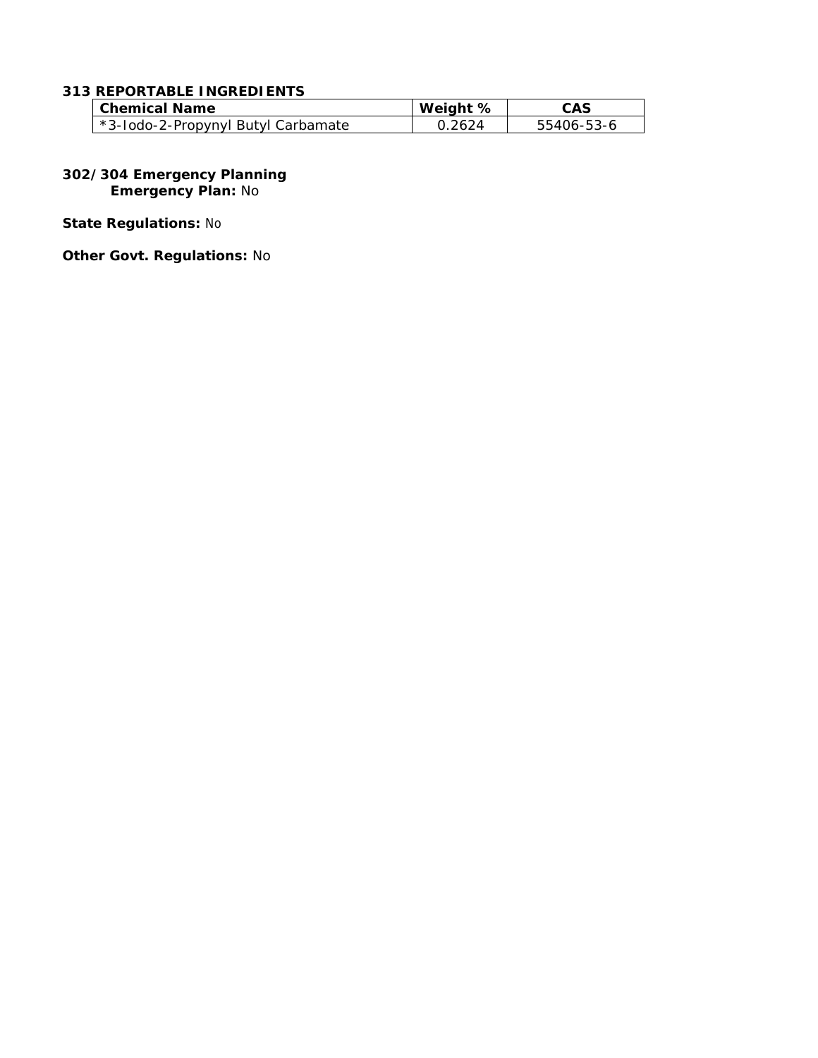**313 REPORTABLE INGREDIENTS**

| Chemical Name | Weight % | CAS |
|---|---|---|
| *3-Iodo-2-Propynyl Butyl Carbamate | 0.2624 | 55406-53-6 |

**302/304 Emergency Planning**

**Emergency Plan:** No

**State Regulations:** No

**Other Govt. Regulations:** No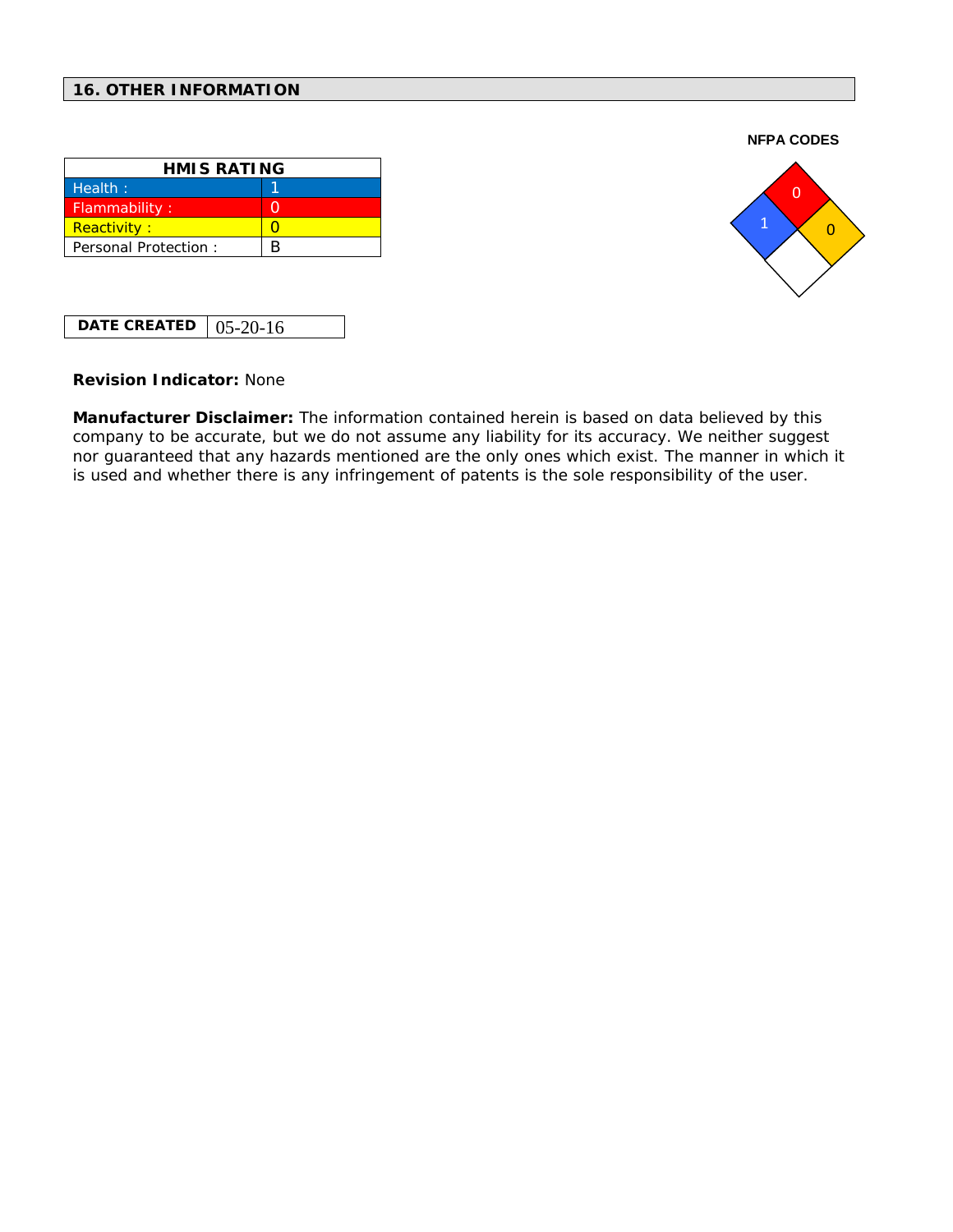## 16. OTHER INFORMATION

| HMIS RATING | |
|---|---|
| Health : | 1 |
| Flammability : | 0 |
| Reactivity : | 0 |
| Personal Protection : | B |

**NFPA CODES**

0

1

0

| DATE CREATED | 05-20-16 |
|---|---|

**Revision Indicator:** None

**Manufacturer Disclaimer:** The information contained herein is based on data believed by this company to be accurate, but we do not assume any liability for its accuracy. We neither suggest nor guaranteed that any hazards mentioned are the only ones which exist. The manner in which it is used and whether there is any infringement of patents is the sole responsibility of the user.